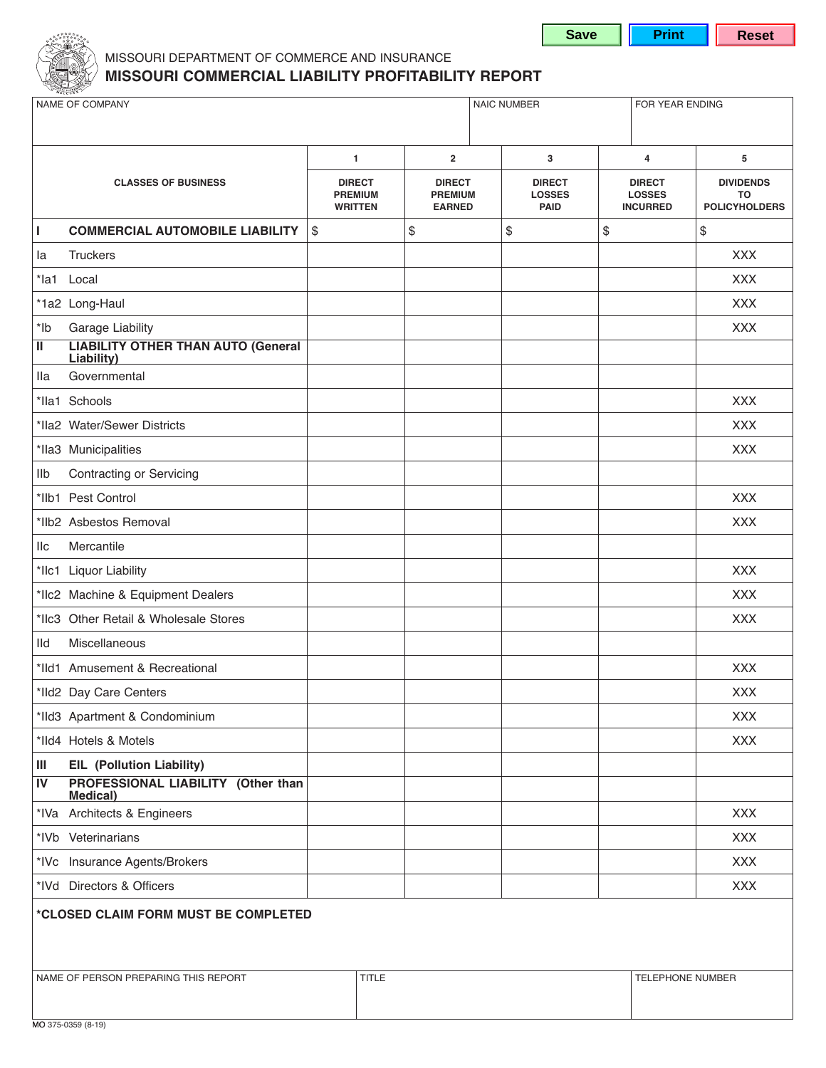MISSOURI DEPARTMENT OF COMMERCE AND INSURANCE

# MISSOURI COMMERCIAL LIABILITY PROFITABILITY REPORT

| NAME OF COMPANY | NAIC NUMBER | FOR YEAR ENDING |
|---|---|---|
| | | |

| CLASSES OF BUSINESS | | 1<br>DIRECT PREMIUM WRITTEN | 2<br>DIRECT PREMIUM EARNED | 3<br>DIRECT LOSSES PAID | 4<br>DIRECT LOSSES INCURRED | 5<br>DIVIDENDS TO POLICYHOLDERS |
|---|---|---|---|---|---|---|
| **I** | **COMMERCIAL AUTOMOBILE LIABILITY** | $ | $ | $ | $ | $ |
| Ia | Truckers | | | | | XXX |
| *Ia1 | Local | | | | | XXX |
| *1a2 | Long-Haul | | | | | XXX |
| *Ib | Garage Liability | | | | | XXX |
| **II** | **LIABILITY OTHER THAN AUTO (General Liability)** | | | | | |
| IIa | Governmental | | | | | |
| *IIa1 | Schools | | | | | XXX |
| *IIa2 | Water/Sewer Districts | | | | | XXX |
| *IIa3 | Municipalities | | | | | XXX |
| IIb | Contracting or Servicing | | | | | |
| *IIb1 | Pest Control | | | | | XXX |
| *IIb2 | Asbestos Removal | | | | | XXX |
| IIc | Mercantile | | | | | |
| *IIc1 | Liquor Liability | | | | | XXX |
| *IIc2 | Machine & Equipment Dealers | | | | | XXX |
| *IIc3 | Other Retail & Wholesale Stores | | | | | XXX |
| IId | Miscellaneous | | | | | |
| *IId1 | Amusement & Recreational | | | | | XXX |
| *IId2 | Day Care Centers | | | | | XXX |
| *IId3 | Apartment & Condominium | | | | | XXX |
| *IId4 | Hotels & Motels | | | | | XXX |
| **III** | **EIL (Pollution Liability)** | | | | | |
| **IV** | **PROFESSIONAL LIABILITY (Other than Medical)** | | | | | |
| *IVa | Architects & Engineers | | | | | XXX |
| *IVb | Veterinarians | | | | | XXX |
| *IVc | Insurance Agents/Brokers | | | | | XXX |
| *IVd | Directors & Officers | | | | | XXX |

**\*CLOSED CLAIM FORM MUST BE COMPLETED**

| NAME OF PERSON PREPARING THIS REPORT | TITLE | TELEPHONE NUMBER |
|---|---|---|
| | | |

MO 375-0359 (8-19)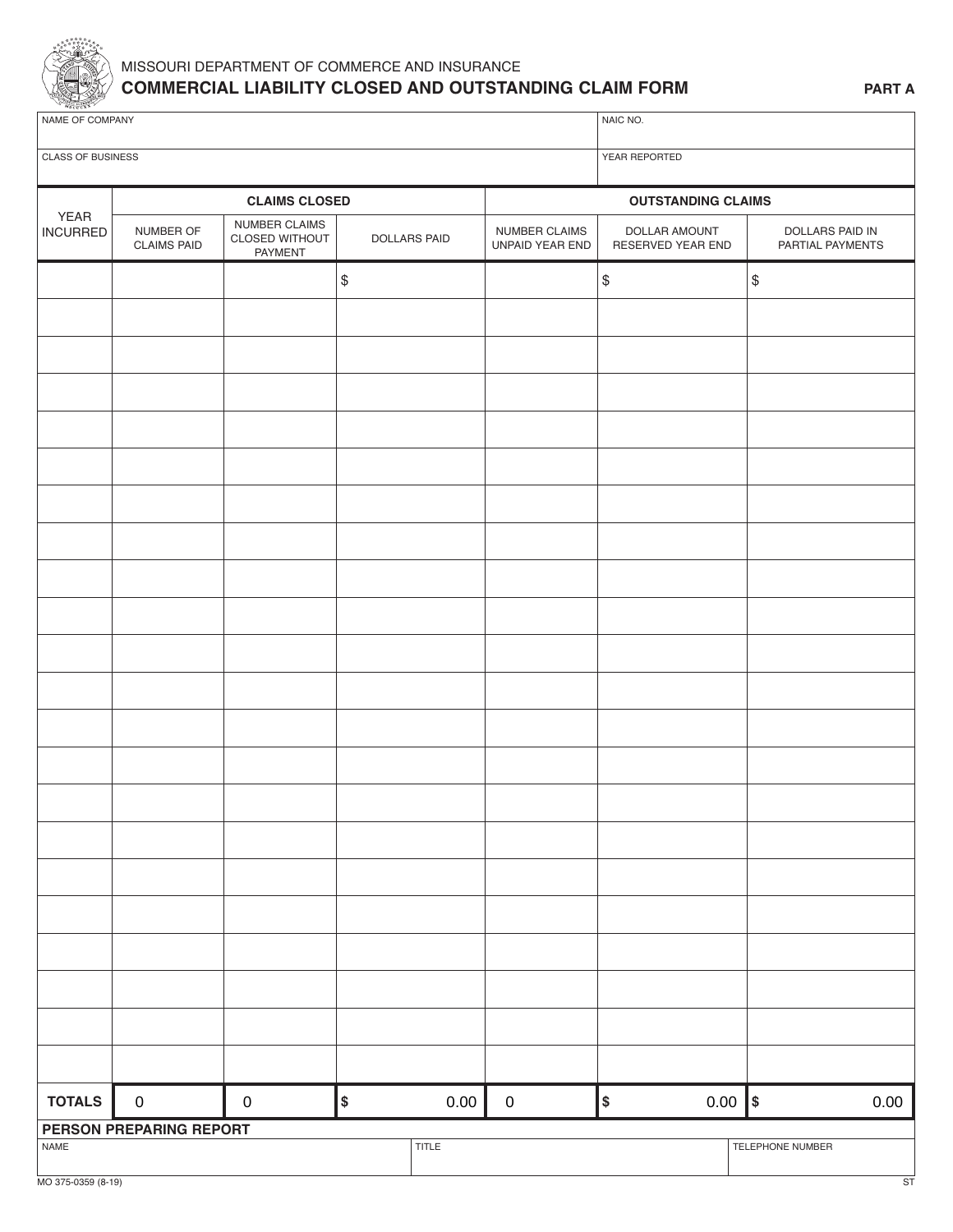MISSOURI DEPARTMENT OF COMMERCE AND INSURANCE

# COMMERCIAL LIABILITY CLOSED AND OUTSTANDING CLAIM FORM

**PART A**

| NAME OF COMPANY | NAIC NO. |
|---|---|
| | |
| **CLASS OF BUSINESS** | **YEAR REPORTED** |
| | |

| YEAR INCURRED | CLAIMS CLOSED | | | OUTSTANDING CLAIMS | | |
|---|---|---|---|---|---|---|
| | NUMBER OF CLAIMS PAID | NUMBER CLAIMS CLOSED WITHOUT PAYMENT | DOLLARS PAID | NUMBER CLAIMS UNPAID YEAR END | DOLLAR AMOUNT RESERVED YEAR END | DOLLARS PAID IN PARTIAL PAYMENTS |
| | | | $ | | $ | $ |
| | | | | | | |
| | | | | | | |
| | | | | | | |
| | | | | | | |
| | | | | | | |
| | | | | | | |
| | | | | | | |
| | | | | | | |
| | | | | | | |
| | | | | | | |
| | | | | | | |
| | | | | | | |
| | | | | | | |
| | | | | | | |
| | | | | | | |
| | | | | | | |
| | | | | | | |
| | | | | | | |
| | | | | | | |
| | | | | | | |
| | | | | | | |
| **TOTALS** | 0 | 0 | $ 0.00 | 0 | $ 0.00 | $ 0.00 |

**PERSON PREPARING REPORT**

| NAME | TITLE | TELEPHONE NUMBER |
|---|---|---|
| | | |

MO 375-0359 (8-19)

ST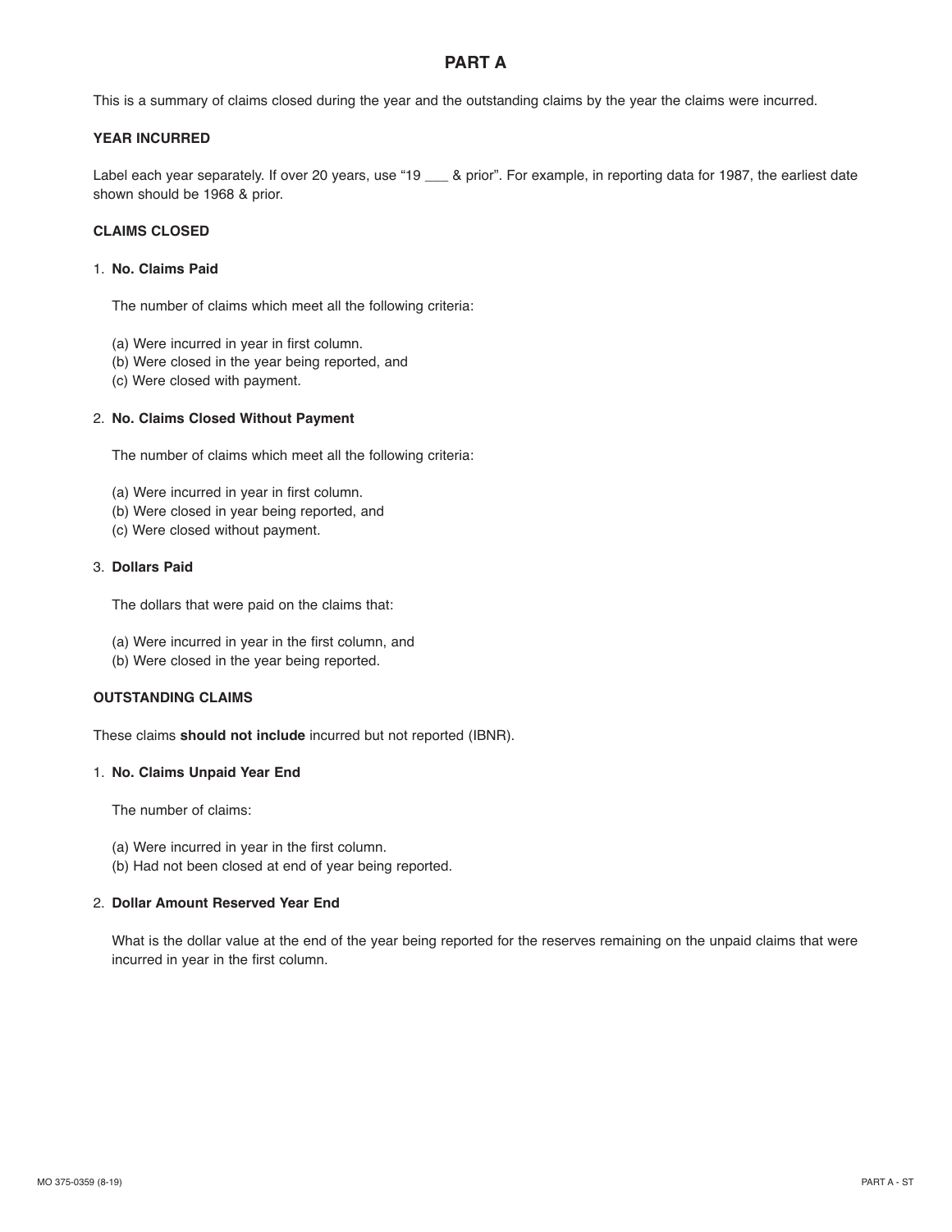# PART A

This is a summary of claims closed during the year and the outstanding claims by the year the claims were incurred.

**YEAR INCURRED**

Label each year separately. If over 20 years, use "19 ___ & prior". For example, in reporting data for 1987, the earliest date shown should be 1968 & prior.

**CLAIMS CLOSED**

1. **No. Claims Paid**

   The number of claims which meet all the following criteria:

   (a) Were incurred in year in first column.
   (b) Were closed in the year being reported, and
   (c) Were closed with payment.

2. **No. Claims Closed Without Payment**

   The number of claims which meet all the following criteria:

   (a) Were incurred in year in first column.
   (b) Were closed in year being reported, and
   (c) Were closed without payment.

3. **Dollars Paid**

   The dollars that were paid on the claims that:

   (a) Were incurred in year in the first column, and
   (b) Were closed in the year being reported.

**OUTSTANDING CLAIMS**

These claims **should not include** incurred but not reported (IBNR).

1. **No. Claims Unpaid Year End**

   The number of claims:

   (a) Were incurred in year in the first column.
   (b) Had not been closed at end of year being reported.

2. **Dollar Amount Reserved Year End**

   What is the dollar value at the end of the year being reported for the reserves remaining on the unpaid claims that were incurred in year in the first column.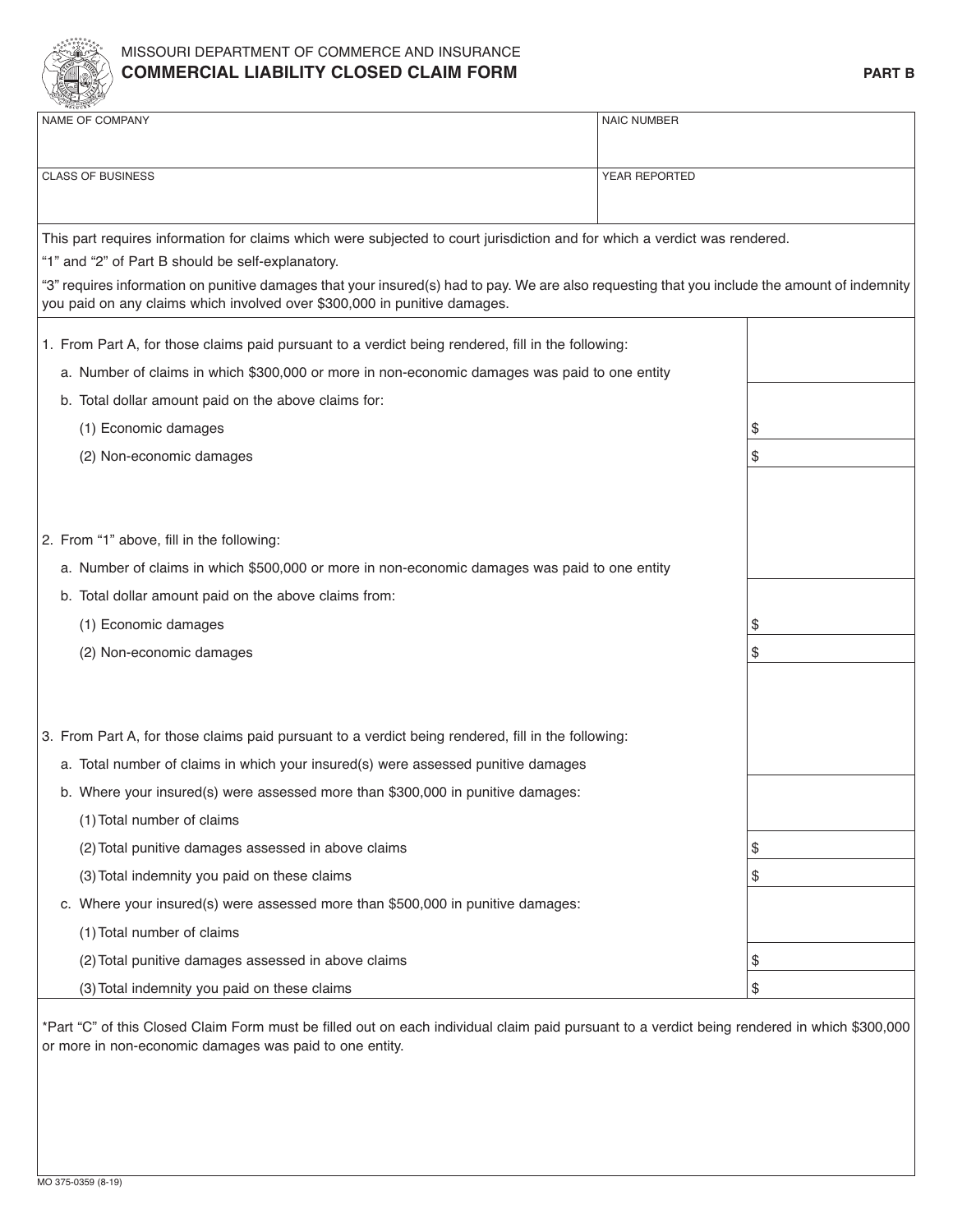MISSOURI DEPARTMENT OF COMMERCE AND INSURANCE

# COMMERCIAL LIABILITY CLOSED CLAIM FORM

**PART B**

| NAME OF COMPANY | NAIC NUMBER |
|---|---|
| | |
| **CLASS OF BUSINESS** | **YEAR REPORTED** |
| | |

This part requires information for claims which were subjected to court jurisdiction and for which a verdict was rendered.

"1" and "2" of Part B should be self-explanatory.

"3" requires information on punitive damages that your insured(s) had to pay. We are also requesting that you include the amount of indemnity you paid on any claims which involved over $300,000 in punitive damages.

| | |
|---|---|
| 1. From Part A, for those claims paid pursuant to a verdict being rendered, fill in the following: | |
| a. Number of claims in which $300,000 or more in non-economic damages was paid to one entity | |
| b. Total dollar amount paid on the above claims for: | |
| (1) Economic damages | $ |
| (2) Non-economic damages | $ |
| 2. From "1" above, fill in the following: | |
| a. Number of claims in which $500,000 or more in non-economic damages was paid to one entity | |
| b. Total dollar amount paid on the above claims from: | |
| (1) Economic damages | $ |
| (2) Non-economic damages | $ |
| 3. From Part A, for those claims paid pursuant to a verdict being rendered, fill in the following: | |
| a. Total number of claims in which your insured(s) were assessed punitive damages | |
| b. Where your insured(s) were assessed more than $300,000 in punitive damages: | |
| (1) Total number of claims | |
| (2) Total punitive damages assessed in above claims | $ |
| (3) Total indemnity you paid on these claims | $ |
| c. Where your insured(s) were assessed more than $500,000 in punitive damages: | |
| (1) Total number of claims | |
| (2) Total punitive damages assessed in above claims | $ |
| (3) Total indemnity you paid on these claims | $ |

*Part "C" of this Closed Claim Form must be filled out on each individual claim paid pursuant to a verdict being rendered in which $300,000 or more in non-economic damages was paid to one entity.

MO 375-0359 (8-19)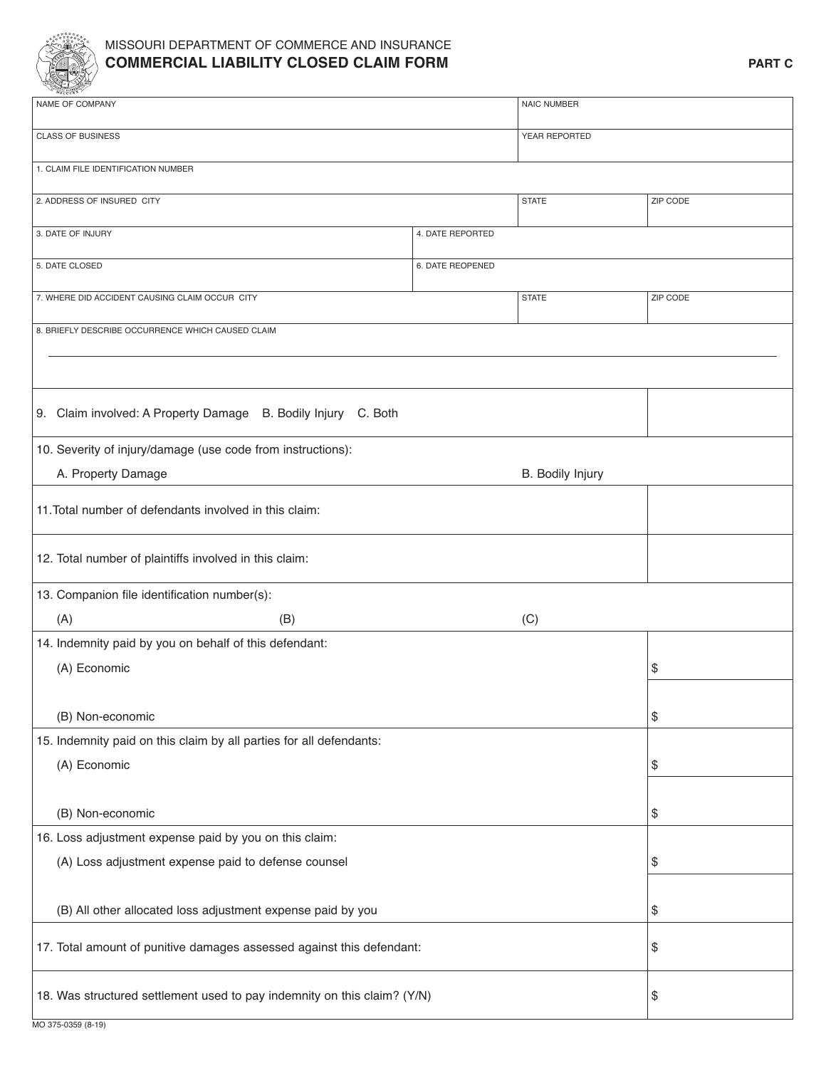MISSOURI DEPARTMENT OF COMMERCE AND INSURANCE

# COMMERCIAL LIABILITY CLOSED CLAIM FORM

**PART C**

| | | |
|---|---|---|
| NAME OF COMPANY | NAIC NUMBER | |
| CLASS OF BUSINESS | YEAR REPORTED | |
| 1. CLAIM FILE IDENTIFICATION NUMBER | | |
| 2. ADDRESS OF INSURED CITY | STATE | ZIP CODE |
| 3. DATE OF INJURY | 4. DATE REPORTED | |
| 5. DATE CLOSED | 6. DATE REOPENED | |
| 7. WHERE DID ACCIDENT CAUSING CLAIM OCCUR CITY | STATE | ZIP CODE |
| 8. BRIEFLY DESCRIBE OCCURRENCE WHICH CAUSED CLAIM | | |

| | |
|---|---|
| 9. Claim involved: A Property Damage B. Bodily Injury C. Both | |
| 10. Severity of injury/damage (use code from instructions): A. Property Damage B. Bodily Injury | |
| 11. Total number of defendants involved in this claim: | |
| 12. Total number of plaintiffs involved in this claim: | |
| 13. Companion file identification number(s): (A) (B) (C) | |
| 14. Indemnity paid by you on behalf of this defendant: | |
| (A) Economic | $ |
| (B) Non-economic | $ |
| 15. Indemnity paid on this claim by all parties for all defendants: | |
| (A) Economic | $ |
| (B) Non-economic | $ |
| 16. Loss adjustment expense paid by you on this claim: | |
| (A) Loss adjustment expense paid to defense counsel | $ |
| (B) All other allocated loss adjustment expense paid by you | $ |
| 17. Total amount of punitive damages assessed against this defendant: | $ |
| 18. Was structured settlement used to pay indemnity on this claim? (Y/N) | $ |

MO 375-0359 (8-19)